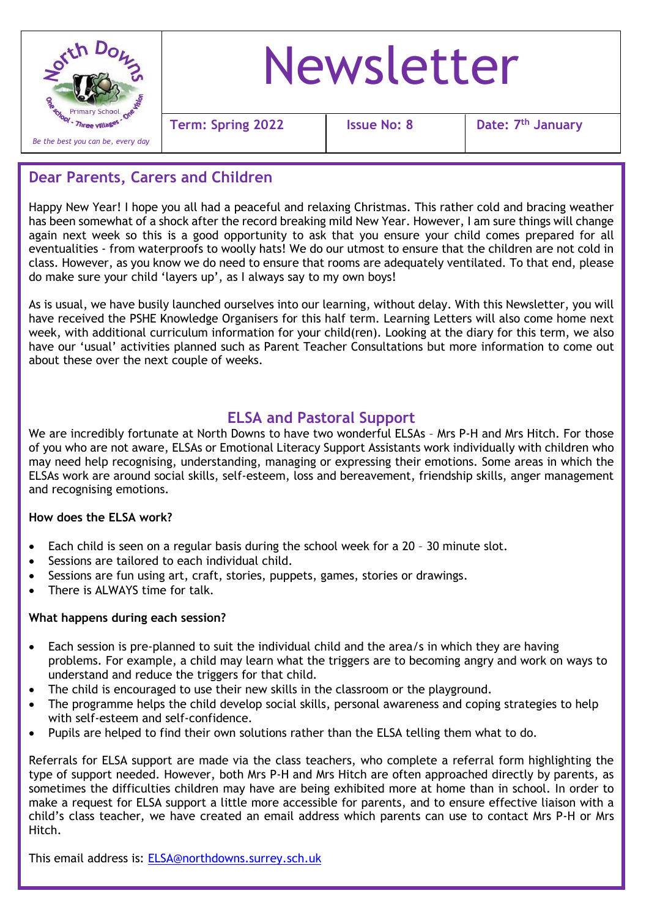# Newsletter

*Be the best you can be, every day*

| **Term: Spring 2022** | **Issue No: 8** | **Date: 7th January** |
|---|---|---|

## Dear Parents, Carers and Children

Happy New Year! I hope you all had a peaceful and relaxing Christmas. This rather cold and bracing weather has been somewhat of a shock after the record breaking mild New Year. However, I am sure things will change again next week so this is a good opportunity to ask that you ensure your child comes prepared for all eventualities - from waterproofs to woolly hats! We do our utmost to ensure that the children are not cold in class. However, as you know we do need to ensure that rooms are adequately ventilated. To that end, please do make sure your child 'layers up', as I always say to my own boys!

As is usual, we have busily launched ourselves into our learning, without delay. With this Newsletter, you will have received the PSHE Knowledge Organisers for this half term. Learning Letters will also come home next week, with additional curriculum information for your child(ren). Looking at the diary for this term, we also have our 'usual' activities planned such as Parent Teacher Consultations but more information to come out about these over the next couple of weeks.

## ELSA and Pastoral Support

We are incredibly fortunate at North Downs to have two wonderful ELSAs – Mrs P-H and Mrs Hitch. For those of you who are not aware, ELSAs or Emotional Literacy Support Assistants work individually with children who may need help recognising, understanding, managing or expressing their emotions. Some areas in which the ELSAs work are around social skills, self-esteem, loss and bereavement, friendship skills, anger management and recognising emotions.

**How does the ELSA work?**

- Each child is seen on a regular basis during the school week for a 20 – 30 minute slot.
- Sessions are tailored to each individual child.
- Sessions are fun using art, craft, stories, puppets, games, stories or drawings.
- There is ALWAYS time for talk.

**What happens during each session?**

- Each session is pre-planned to suit the individual child and the area/s in which they are having problems. For example, a child may learn what the triggers are to becoming angry and work on ways to understand and reduce the triggers for that child.
- The child is encouraged to use their new skills in the classroom or the playground.
- The programme helps the child develop social skills, personal awareness and coping strategies to help with self-esteem and self-confidence.
- Pupils are helped to find their own solutions rather than the ELSA telling them what to do.

Referrals for ELSA support are made via the class teachers, who complete a referral form highlighting the type of support needed. However, both Mrs P-H and Mrs Hitch are often approached directly by parents, as sometimes the difficulties children may have are being exhibited more at home than in school. In order to make a request for ELSA support a little more accessible for parents, and to ensure effective liaison with a child's class teacher, we have created an email address which parents can use to contact Mrs P-H or Mrs Hitch.

This email address is: [ELSA@northdowns.surrey.sch.uk](mailto:ELSA@northdowns.surrey.sch.uk)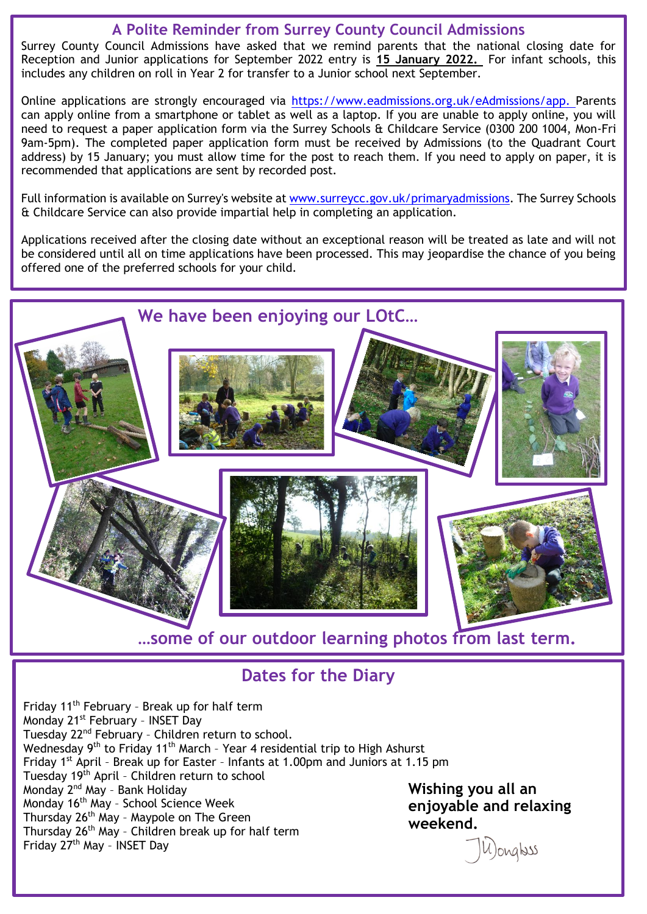## A Polite Reminder from Surrey County Council Admissions

Surrey County Council Admissions have asked that we remind parents that the national closing date for Reception and Junior applications for September 2022 entry is **15 January 2022.** For infant schools, this includes any children on roll in Year 2 for transfer to a Junior school next September.

Online applications are strongly encouraged via https://www.eadmissions.org.uk/eAdmissions/app. Parents can apply online from a smartphone or tablet as well as a laptop. If you are unable to apply online, you will need to request a paper application form via the Surrey Schools & Childcare Service (0300 200 1004, Mon-Fri 9am-5pm). The completed paper application form must be received by Admissions (to the Quadrant Court address) by 15 January; you must allow time for the post to reach them. If you need to apply on paper, it is recommended that applications are sent by recorded post.

Full information is available on Surrey's website at www.surreycc.gov.uk/primaryadmissions. The Surrey Schools & Childcare Service can also provide impartial help in completing an application.

Applications received after the closing date without an exceptional reason will be treated as late and will not be considered until all on time applications have been processed. This may jeopardise the chance of you being offered one of the preferred schools for your child.

## We have been enjoying our LOtC…

…some of our outdoor learning photos from last term.

## Dates for the Diary

Friday 11th February – Break up for half term
Monday 21st February – INSET Day
Tuesday 22nd February – Children return to school.
Wednesday 9th to Friday 11th March – Year 4 residential trip to High Ashurst
Friday 1st April – Break up for Easter – Infants at 1.00pm and Juniors at 1.15 pm
Tuesday 19th April – Children return to school
Monday 2nd May – Bank Holiday
Monday 16th May – School Science Week
Thursday 26th May – Maypole on The Green
Thursday 26th May – Children break up for half term
Friday 27th May – INSET Day

**Wishing you all an enjoyable and relaxing weekend.**

J Douglass